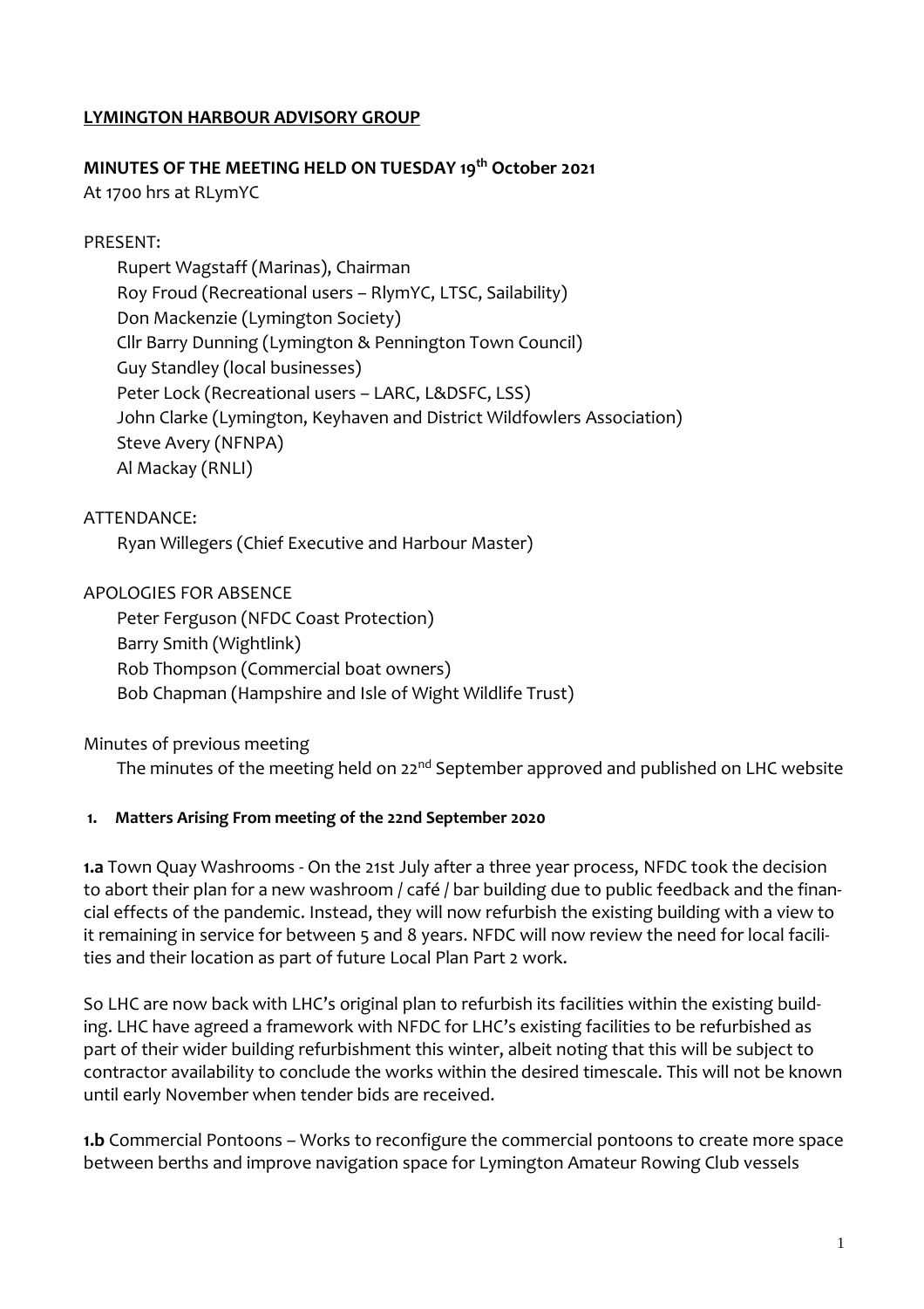## **LYMINGTON HARBOUR ADVISORY GROUP**

**MINUTES OF THE MEETING HELD ON TUESDAY 19th October 2021**

At 1700 hrs at RLymYC

PRESENT:

Rupert Wagstaff (Marinas), Chairman
Roy Froud (Recreational users – RlymYC, LTSC, Sailability)
Don Mackenzie (Lymington Society)
Cllr Barry Dunning (Lymington & Pennington Town Council)
Guy Standley (local businesses)
Peter Lock (Recreational users – LARC, L&DSFC, LSS)
John Clarke (Lymington, Keyhaven and District Wildfowlers Association)
Steve Avery (NFNPA)
Al Mackay (RNLI)

ATTENDANCE:

Ryan Willegers (Chief Executive and Harbour Master)

APOLOGIES FOR ABSENCE

Peter Ferguson (NFDC Coast Protection)
Barry Smith (Wightlink)
Rob Thompson (Commercial boat owners)
Bob Chapman (Hampshire and Isle of Wight Wildlife Trust)

Minutes of previous meeting

The minutes of the meeting held on 22nd September approved and published on LHC website

**1. Matters Arising From meeting of the 22nd September 2020**

**1.a** Town Quay Washrooms - On the 21st July after a three year process, NFDC took the decision to abort their plan for a new washroom / café / bar building due to public feedback and the financial effects of the pandemic. Instead, they will now refurbish the existing building with a view to it remaining in service for between 5 and 8 years. NFDC will now review the need for local facilities and their location as part of future Local Plan Part 2 work.

So LHC are now back with LHC's original plan to refurbish its facilities within the existing building. LHC have agreed a framework with NFDC for LHC's existing facilities to be refurbished as part of their wider building refurbishment this winter, albeit noting that this will be subject to contractor availability to conclude the works within the desired timescale. This will not be known until early November when tender bids are received.

**1.b** Commercial Pontoons – Works to reconfigure the commercial pontoons to create more space between berths and improve navigation space for Lymington Amateur Rowing Club vessels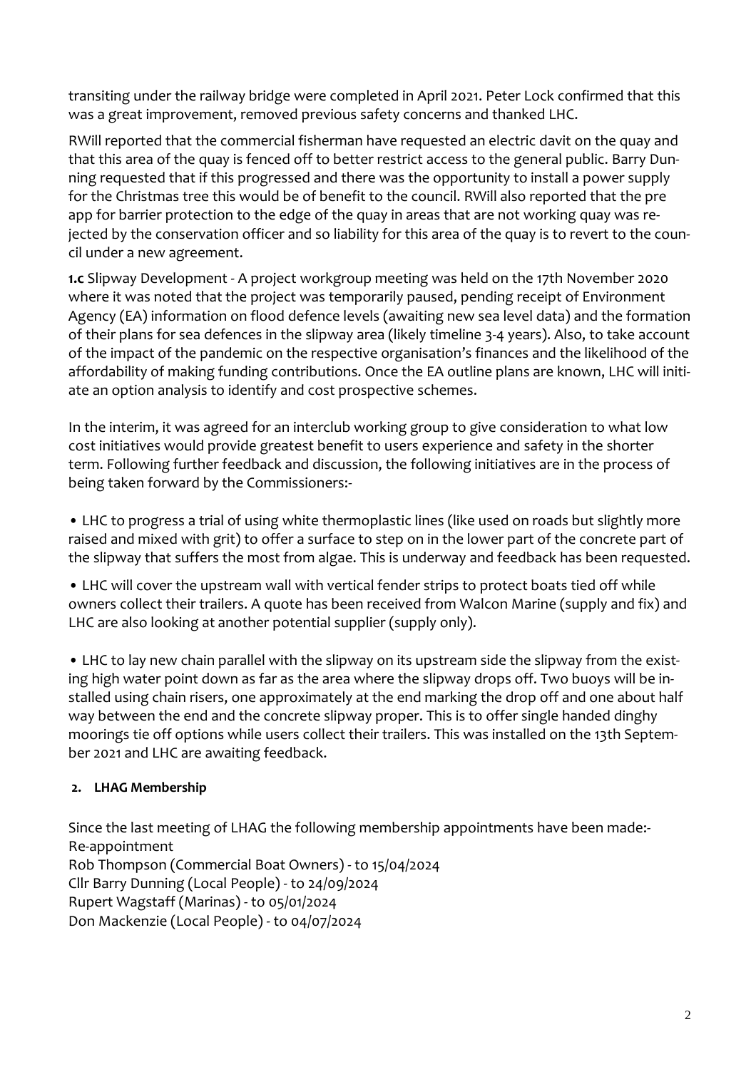transiting under the railway bridge were completed in April 2021. Peter Lock confirmed that this was a great improvement, removed previous safety concerns and thanked LHC.

RWill reported that the commercial fisherman have requested an electric davit on the quay and that this area of the quay is fenced off to better restrict access to the general public. Barry Dunning requested that if this progressed and there was the opportunity to install a power supply for the Christmas tree this would be of benefit to the council. RWill also reported that the pre app for barrier protection to the edge of the quay in areas that are not working quay was rejected by the conservation officer and so liability for this area of the quay is to revert to the council under a new agreement.

**1.c** Slipway Development - A project workgroup meeting was held on the 17th November 2020 where it was noted that the project was temporarily paused, pending receipt of Environment Agency (EA) information on flood defence levels (awaiting new sea level data) and the formation of their plans for sea defences in the slipway area (likely timeline 3-4 years). Also, to take account of the impact of the pandemic on the respective organisation's finances and the likelihood of the affordability of making funding contributions. Once the EA outline plans are known, LHC will initiate an option analysis to identify and cost prospective schemes.

In the interim, it was agreed for an interclub working group to give consideration to what low cost initiatives would provide greatest benefit to users experience and safety in the shorter term. Following further feedback and discussion, the following initiatives are in the process of being taken forward by the Commissioners:-

- LHC to progress a trial of using white thermoplastic lines (like used on roads but slightly more raised and mixed with grit) to offer a surface to step on in the lower part of the concrete part of the slipway that suffers the most from algae. This is underway and feedback has been requested.

- LHC will cover the upstream wall with vertical fender strips to protect boats tied off while owners collect their trailers. A quote has been received from Walcon Marine (supply and fix) and LHC are also looking at another potential supplier (supply only).

- LHC to lay new chain parallel with the slipway on its upstream side the slipway from the existing high water point down as far as the area where the slipway drops off. Two buoys will be installed using chain risers, one approximately at the end marking the drop off and one about half way between the end and the concrete slipway proper. This is to offer single handed dinghy moorings tie off options while users collect their trailers. This was installed on the 13th September 2021 and LHC are awaiting feedback.

## 2. LHAG Membership

Since the last meeting of LHAG the following membership appointments have been made:-
Re-appointment
Rob Thompson (Commercial Boat Owners) - to 15/04/2024
Cllr Barry Dunning (Local People) - to 24/09/2024
Rupert Wagstaff (Marinas) - to 05/01/2024
Don Mackenzie (Local People) - to 04/07/2024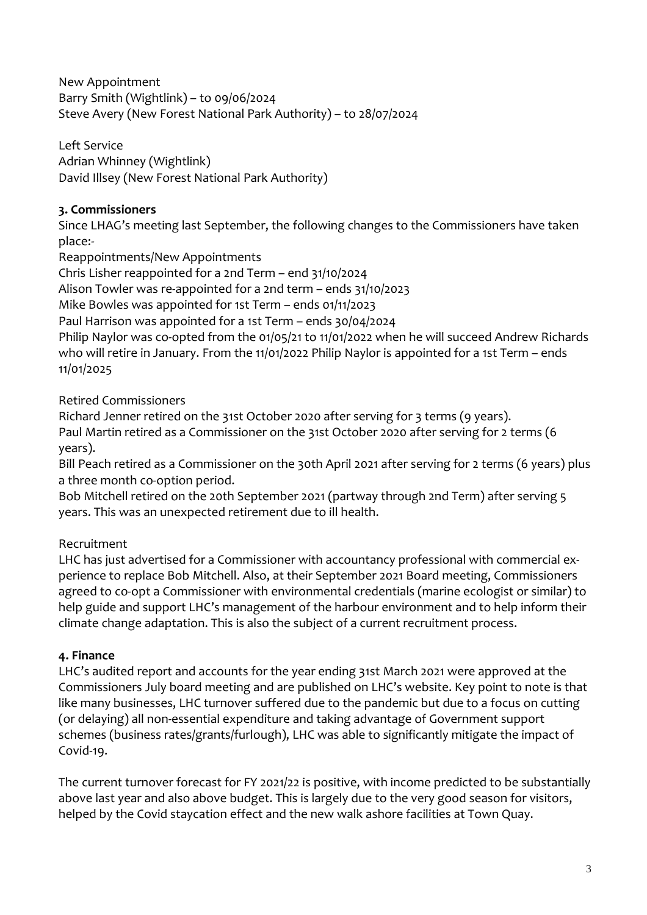New Appointment
Barry Smith (Wightlink) – to 09/06/2024
Steve Avery (New Forest National Park Authority) – to 28/07/2024

Left Service
Adrian Whinney (Wightlink)
David Illsey (New Forest National Park Authority)

**3. Commissioners**

Since LHAG's meeting last September, the following changes to the Commissioners have taken place:-

Reappointments/New Appointments
Chris Lisher reappointed for a 2nd Term – end 31/10/2024
Alison Towler was re-appointed for a 2nd term – ends 31/10/2023
Mike Bowles was appointed for 1st Term – ends 01/11/2023
Paul Harrison was appointed for a 1st Term – ends 30/04/2024
Philip Naylor was co-opted from the 01/05/21 to 11/01/2022 when he will succeed Andrew Richards who will retire in January. From the 11/01/2022 Philip Naylor is appointed for a 1st Term – ends 11/01/2025

Retired Commissioners
Richard Jenner retired on the 31st October 2020 after serving for 3 terms (9 years).
Paul Martin retired as a Commissioner on the 31st October 2020 after serving for 2 terms (6 years).
Bill Peach retired as a Commissioner on the 30th April 2021 after serving for 2 terms (6 years) plus a three month co-option period.
Bob Mitchell retired on the 20th September 2021 (partway through 2nd Term) after serving 5 years. This was an unexpected retirement due to ill health.

Recruitment
LHC has just advertised for a Commissioner with accountancy professional with commercial experience to replace Bob Mitchell. Also, at their September 2021 Board meeting, Commissioners agreed to co-opt a Commissioner with environmental credentials (marine ecologist or similar) to help guide and support LHC's management of the harbour environment and to help inform their climate change adaptation. This is also the subject of a current recruitment process.

**4. Finance**

LHC's audited report and accounts for the year ending 31st March 2021 were approved at the Commissioners July board meeting and are published on LHC's website. Key point to note is that like many businesses, LHC turnover suffered due to the pandemic but due to a focus on cutting (or delaying) all non-essential expenditure and taking advantage of Government support schemes (business rates/grants/furlough), LHC was able to significantly mitigate the impact of Covid-19.

The current turnover forecast for FY 2021/22 is positive, with income predicted to be substantially above last year and also above budget. This is largely due to the very good season for visitors, helped by the Covid staycation effect and the new walk ashore facilities at Town Quay.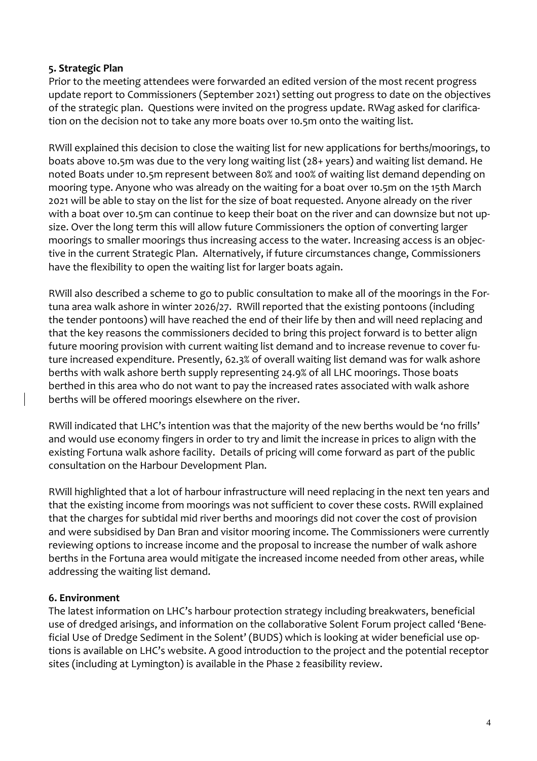**5. Strategic Plan**

Prior to the meeting attendees were forwarded an edited version of the most recent progress update report to Commissioners (September 2021) setting out progress to date on the objectives of the strategic plan. Questions were invited on the progress update. RWag asked for clarification on the decision not to take any more boats over 10.5m onto the waiting list.

RWill explained this decision to close the waiting list for new applications for berths/moorings, to boats above 10.5m was due to the very long waiting list (28+ years) and waiting list demand. He noted Boats under 10.5m represent between 80% and 100% of waiting list demand depending on mooring type. Anyone who was already on the waiting for a boat over 10.5m on the 15th March 2021 will be able to stay on the list for the size of boat requested. Anyone already on the river with a boat over 10.5m can continue to keep their boat on the river and can downsize but not upsize. Over the long term this will allow future Commissioners the option of converting larger moorings to smaller moorings thus increasing access to the water. Increasing access is an objective in the current Strategic Plan. Alternatively, if future circumstances change, Commissioners have the flexibility to open the waiting list for larger boats again.

RWill also described a scheme to go to public consultation to make all of the moorings in the Fortuna area walk ashore in winter 2026/27. RWill reported that the existing pontoons (including the tender pontoons) will have reached the end of their life by then and will need replacing and that the key reasons the commissioners decided to bring this project forward is to better align future mooring provision with current waiting list demand and to increase revenue to cover future increased expenditure. Presently, 62.3% of overall waiting list demand was for walk ashore berths with walk ashore berth supply representing 24.9% of all LHC moorings. Those boats berthed in this area who do not want to pay the increased rates associated with walk ashore berths will be offered moorings elsewhere on the river.

RWill indicated that LHC's intention was that the majority of the new berths would be 'no frills' and would use economy fingers in order to try and limit the increase in prices to align with the existing Fortuna walk ashore facility. Details of pricing will come forward as part of the public consultation on the Harbour Development Plan.

RWill highlighted that a lot of harbour infrastructure will need replacing in the next ten years and that the existing income from moorings was not sufficient to cover these costs. RWill explained that the charges for subtidal mid river berths and moorings did not cover the cost of provision and were subsidised by Dan Bran and visitor mooring income. The Commissioners were currently reviewing options to increase income and the proposal to increase the number of walk ashore berths in the Fortuna area would mitigate the increased income needed from other areas, while addressing the waiting list demand.

**6. Environment**

The latest information on LHC's harbour protection strategy including breakwaters, beneficial use of dredged arisings, and information on the collaborative Solent Forum project called 'Beneficial Use of Dredge Sediment in the Solent' (BUDS) which is looking at wider beneficial use options is available on LHC's website. A good introduction to the project and the potential receptor sites (including at Lymington) is available in the Phase 2 feasibility review.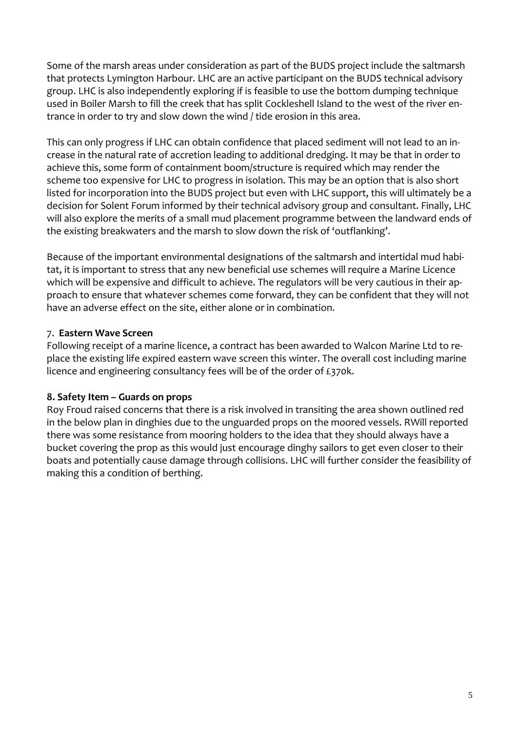Some of the marsh areas under consideration as part of the BUDS project include the saltmarsh that protects Lymington Harbour. LHC are an active participant on the BUDS technical advisory group. LHC is also independently exploring if is feasible to use the bottom dumping technique used in Boiler Marsh to fill the creek that has split Cockleshell Island to the west of the river entrance in order to try and slow down the wind / tide erosion in this area.

This can only progress if LHC can obtain confidence that placed sediment will not lead to an increase in the natural rate of accretion leading to additional dredging. It may be that in order to achieve this, some form of containment boom/structure is required which may render the scheme too expensive for LHC to progress in isolation. This may be an option that is also short listed for incorporation into the BUDS project but even with LHC support, this will ultimately be a decision for Solent Forum informed by their technical advisory group and consultant. Finally, LHC will also explore the merits of a small mud placement programme between the landward ends of the existing breakwaters and the marsh to slow down the risk of 'outflanking'.

Because of the important environmental designations of the saltmarsh and intertidal mud habitat, it is important to stress that any new beneficial use schemes will require a Marine Licence which will be expensive and difficult to achieve. The regulators will be very cautious in their approach to ensure that whatever schemes come forward, they can be confident that they will not have an adverse effect on the site, either alone or in combination.

### 7. **Eastern Wave Screen**

Following receipt of a marine licence, a contract has been awarded to Walcon Marine Ltd to replace the existing life expired eastern wave screen this winter. The overall cost including marine licence and engineering consultancy fees will be of the order of £370k.

### 8. Safety Item – Guards on props

Roy Froud raised concerns that there is a risk involved in transiting the area shown outlined red in the below plan in dinghies due to the unguarded props on the moored vessels. RWill reported there was some resistance from mooring holders to the idea that they should always have a bucket covering the prop as this would just encourage dinghy sailors to get even closer to their boats and potentially cause damage through collisions. LHC will further consider the feasibility of making this a condition of berthing.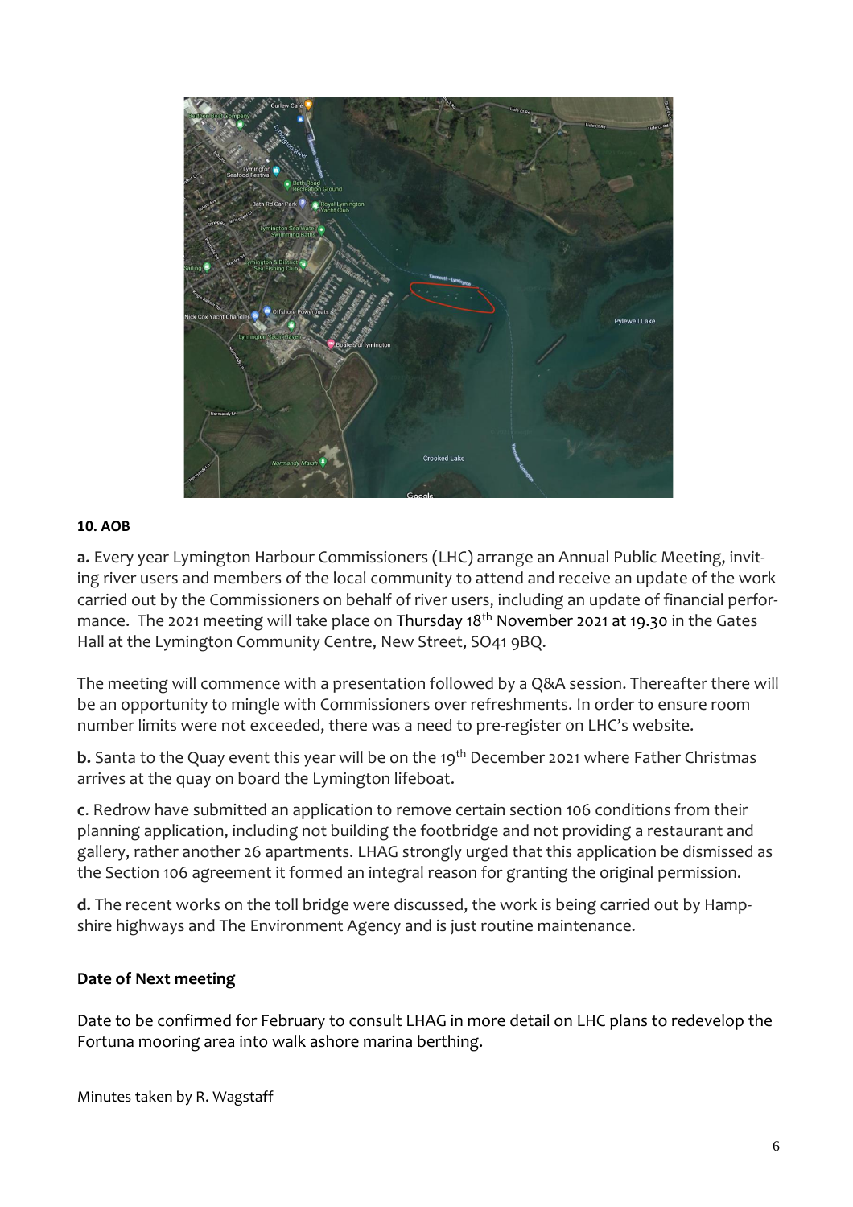**10. AOB**

**a.** Every year Lymington Harbour Commissioners (LHC) arrange an Annual Public Meeting, inviting river users and members of the local community to attend and receive an update of the work carried out by the Commissioners on behalf of river users, including an update of financial performance. The 2021 meeting will take place on Thursday 18th November 2021 at 19.30 in the Gates Hall at the Lymington Community Centre, New Street, SO41 9BQ.

The meeting will commence with a presentation followed by a Q&A session. Thereafter there will be an opportunity to mingle with Commissioners over refreshments. In order to ensure room number limits were not exceeded, there was a need to pre-register on LHC's website.

**b.** Santa to the Quay event this year will be on the 19th December 2021 where Father Christmas arrives at the quay on board the Lymington lifeboat.

**c**. Redrow have submitted an application to remove certain section 106 conditions from their planning application, including not building the footbridge and not providing a restaurant and gallery, rather another 26 apartments. LHAG strongly urged that this application be dismissed as the Section 106 agreement it formed an integral reason for granting the original permission.

**d.** The recent works on the toll bridge were discussed, the work is being carried out by Hampshire highways and The Environment Agency and is just routine maintenance.

### Date of Next meeting

Date to be confirmed for February to consult LHAG in more detail on LHC plans to redevelop the Fortuna mooring area into walk ashore marina berthing.

Minutes taken by R. Wagstaff